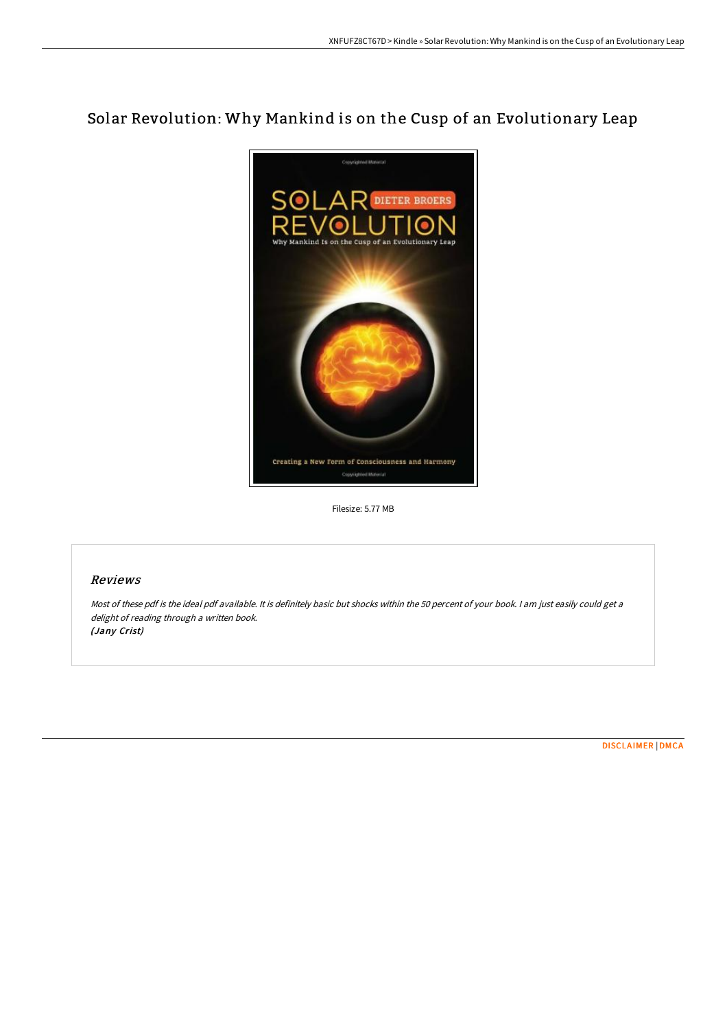# Solar Revolution: Why Mankind is on the Cusp of an Evolutionary Leap

Filesize: 5.77 MB

## *Reviews*

*Most of these pdf is the ideal pdf available. It is definitely basic but shocks within the 50 percent of your book. I am just easily could get a delight of reading through a written book.*
***(Jany Crist)***

DISCLAIMER | DMCA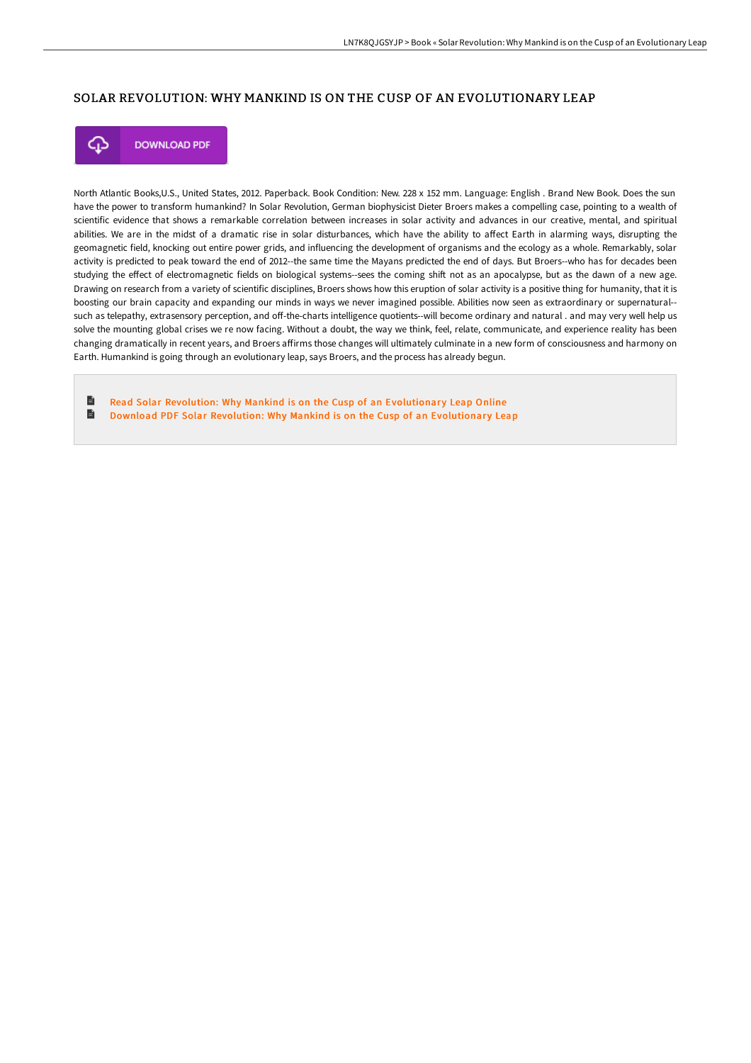## SOLAR REVOLUTION: WHY MANKIND IS ON THE CUSP OF AN EVOLUTIONARY LEAP

DOWNLOAD PDF

North Atlantic Books,U.S., United States, 2012. Paperback. Book Condition: New. 228 x 152 mm. Language: English . Brand New Book. Does the sun have the power to transform humankind? In Solar Revolution, German biophysicist Dieter Broers makes a compelling case, pointing to a wealth of scientific evidence that shows a remarkable correlation between increases in solar activity and advances in our creative, mental, and spiritual abilities. We are in the midst of a dramatic rise in solar disturbances, which have the ability to affect Earth in alarming ways, disrupting the geomagnetic field, knocking out entire power grids, and influencing the development of organisms and the ecology as a whole. Remarkably, solar activity is predicted to peak toward the end of 2012--the same time the Mayans predicted the end of days. But Broers--who has for decades been studying the effect of electromagnetic fields on biological systems--sees the coming shift not as an apocalypse, but as the dawn of a new age. Drawing on research from a variety of scientific disciplines, Broers shows how this eruption of solar activity is a positive thing for humanity, that it is boosting our brain capacity and expanding our minds in ways we never imagined possible. Abilities now seen as extraordinary or supernatural--such as telepathy, extrasensory perception, and off-the-charts intelligence quotients--will become ordinary and natural . and may very well help us solve the mounting global crises we re now facing. Without a doubt, the way we think, feel, relate, communicate, and experience reality has been changing dramatically in recent years, and Broers affirms those changes will ultimately culminate in a new form of consciousness and harmony on Earth. Humankind is going through an evolutionary leap, says Broers, and the process has already begun.

- Read Solar Revolution: Why Mankind is on the Cusp of an Evolutionary Leap Online
- Download PDF Solar Revolution: Why Mankind is on the Cusp of an Evolutionary Leap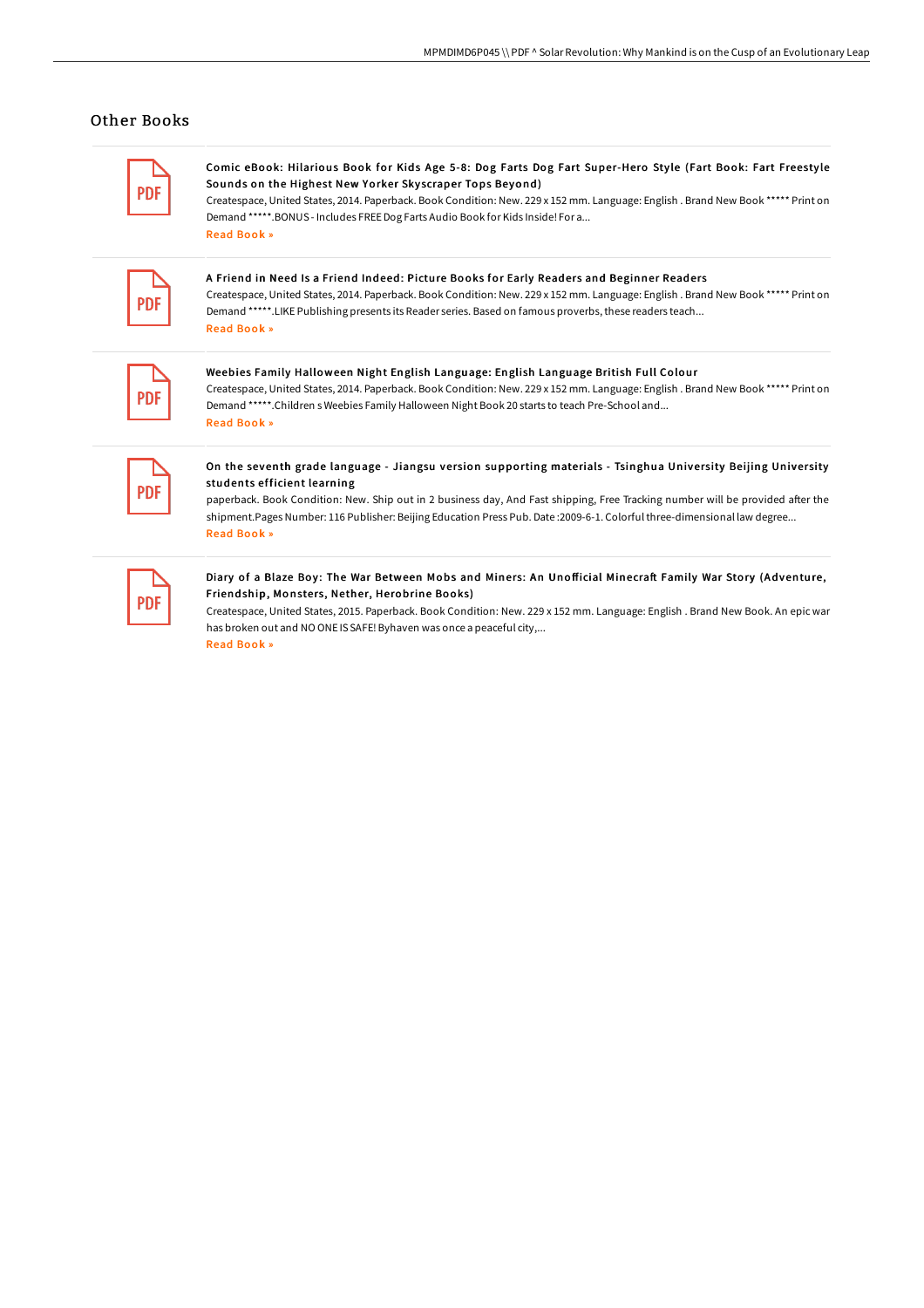## Other Books

**Comic eBook: Hilarious Book for Kids Age 5-8: Dog Farts Dog Fart Super-Hero Style (Fart Book: Fart Freestyle Sounds on the Highest New Yorker Skyscraper Tops Beyond)**

Createspace, United States, 2014. Paperback. Book Condition: New. 229 x 152 mm. Language: English . Brand New Book ***** Print on Demand *****.BONUS - Includes FREE Dog Farts Audio Book for Kids Inside! For a...

Read Book »

**A Friend in Need Is a Friend Indeed: Picture Books for Early Readers and Beginner Readers**

Createspace, United States, 2014. Paperback. Book Condition: New. 229 x 152 mm. Language: English . Brand New Book ***** Print on Demand *****.LIKE Publishing presents its Reader series. Based on famous proverbs, these readers teach...

Read Book »

**Weebies Family Halloween Night English Language: English Language British Full Colour**

Createspace, United States, 2014. Paperback. Book Condition: New. 229 x 152 mm. Language: English . Brand New Book ***** Print on Demand *****.Children s Weebies Family Halloween Night Book 20 starts to teach Pre-School and...

Read Book »

**On the seventh grade language - Jiangsu version supporting materials - Tsinghua University Beijing University students efficient learning**

paperback. Book Condition: New. Ship out in 2 business day, And Fast shipping, Free Tracking number will be provided after the shipment.Pages Number: 116 Publisher: Beijing Education Press Pub. Date :2009-6-1. Colorful three-dimensional law degree...

Read Book »

**Diary of a Blaze Boy: The War Between Mobs and Miners: An Unofficial Minecraft Family War Story (Adventure, Friendship, Monsters, Nether, Herobrine Books)**

Createspace, United States, 2015. Paperback. Book Condition: New. 229 x 152 mm. Language: English . Brand New Book. An epic war has broken out and NO ONE IS SAFE! Byhaven was once a peaceful city,...

Read Book »